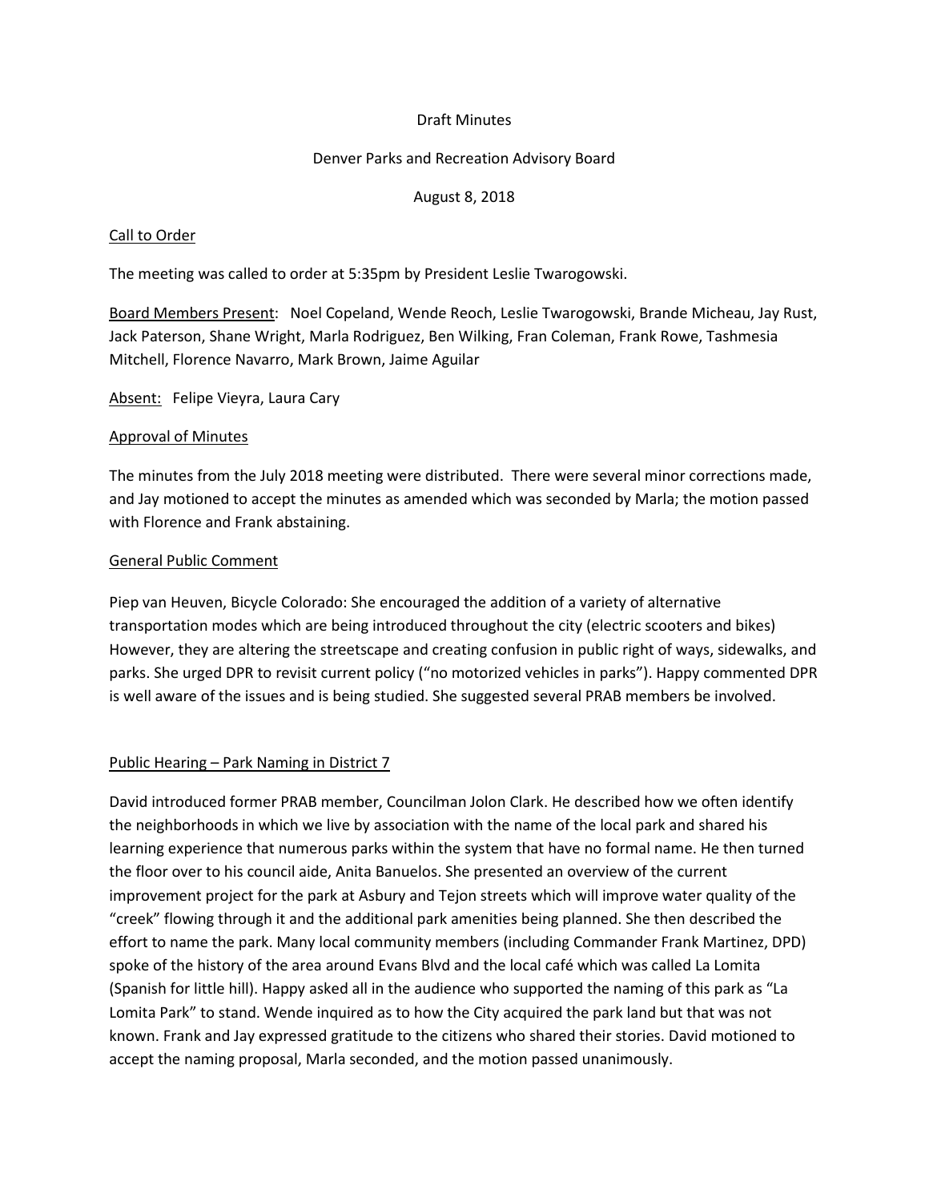Draft Minutes

Denver Parks and Recreation Advisory Board

August 8, 2018

Call to Order

The meeting was called to order at 5:35pm by President Leslie Twarogowski.

Board Members Present: Noel Copeland, Wende Reoch, Leslie Twarogowski, Brande Micheau, Jay Rust, Jack Paterson, Shane Wright, Marla Rodriguez, Ben Wilking, Fran Coleman, Frank Rowe, Tashmesia Mitchell, Florence Navarro, Mark Brown, Jaime Aguilar

Absent: Felipe Vieyra, Laura Cary

Approval of Minutes

The minutes from the July 2018 meeting were distributed. There were several minor corrections made, and Jay motioned to accept the minutes as amended which was seconded by Marla; the motion passed with Florence and Frank abstaining.

General Public Comment

Piep van Heuven, Bicycle Colorado: She encouraged the addition of a variety of alternative transportation modes which are being introduced throughout the city (electric scooters and bikes) However, they are altering the streetscape and creating confusion in public right of ways, sidewalks, and parks. She urged DPR to revisit current policy ("no motorized vehicles in parks"). Happy commented DPR is well aware of the issues and is being studied. She suggested several PRAB members be involved.

Public Hearing – Park Naming in District 7

David introduced former PRAB member, Councilman Jolon Clark. He described how we often identify the neighborhoods in which we live by association with the name of the local park and shared his learning experience that numerous parks within the system that have no formal name. He then turned the floor over to his council aide, Anita Banuelos. She presented an overview of the current improvement project for the park at Asbury and Tejon streets which will improve water quality of the "creek" flowing through it and the additional park amenities being planned. She then described the effort to name the park. Many local community members (including Commander Frank Martinez, DPD) spoke of the history of the area around Evans Blvd and the local café which was called La Lomita (Spanish for little hill). Happy asked all in the audience who supported the naming of this park as "La Lomita Park" to stand. Wende inquired as to how the City acquired the park land but that was not known. Frank and Jay expressed gratitude to the citizens who shared their stories. David motioned to accept the naming proposal, Marla seconded, and the motion passed unanimously.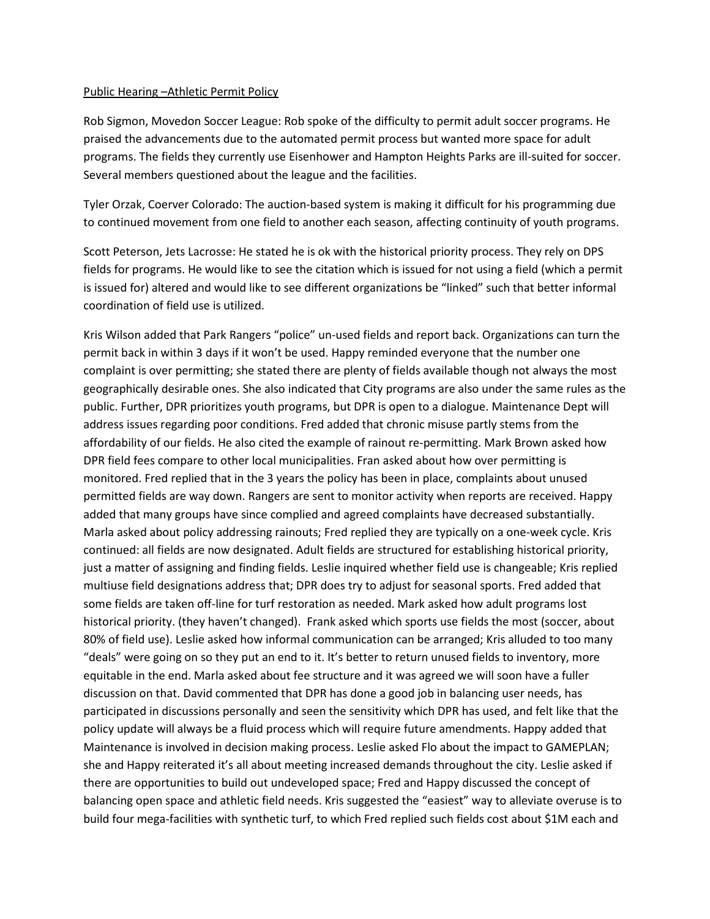Public Hearing –Athletic Permit Policy

Rob Sigmon, Movedon Soccer League: Rob spoke of the difficulty to permit adult soccer programs. He praised the advancements due to the automated permit process but wanted more space for adult programs. The fields they currently use Eisenhower and Hampton Heights Parks are ill-suited for soccer. Several members questioned about the league and the facilities.

Tyler Orzak, Coerver Colorado: The auction-based system is making it difficult for his programming due to continued movement from one field to another each season, affecting continuity of youth programs.

Scott Peterson, Jets Lacrosse: He stated he is ok with the historical priority process. They rely on DPS fields for programs. He would like to see the citation which is issued for not using a field (which a permit is issued for) altered and would like to see different organizations be "linked" such that better informal coordination of field use is utilized.

Kris Wilson added that Park Rangers "police" un-used fields and report back. Organizations can turn the permit back in within 3 days if it won't be used. Happy reminded everyone that the number one complaint is over permitting; she stated there are plenty of fields available though not always the most geographically desirable ones. She also indicated that City programs are also under the same rules as the public. Further, DPR prioritizes youth programs, but DPR is open to a dialogue. Maintenance Dept will address issues regarding poor conditions. Fred added that chronic misuse partly stems from the affordability of our fields. He also cited the example of rainout re-permitting. Mark Brown asked how DPR field fees compare to other local municipalities. Fran asked about how over permitting is monitored. Fred replied that in the 3 years the policy has been in place, complaints about unused permitted fields are way down. Rangers are sent to monitor activity when reports are received. Happy added that many groups have since complied and agreed complaints have decreased substantially. Marla asked about policy addressing rainouts; Fred replied they are typically on a one-week cycle. Kris continued: all fields are now designated. Adult fields are structured for establishing historical priority, just a matter of assigning and finding fields. Leslie inquired whether field use is changeable; Kris replied multiuse field designations address that; DPR does try to adjust for seasonal sports. Fred added that some fields are taken off-line for turf restoration as needed. Mark asked how adult programs lost historical priority. (they haven't changed). Frank asked which sports use fields the most (soccer, about 80% of field use). Leslie asked how informal communication can be arranged; Kris alluded to too many "deals" were going on so they put an end to it. It's better to return unused fields to inventory, more equitable in the end. Marla asked about fee structure and it was agreed we will soon have a fuller discussion on that. David commented that DPR has done a good job in balancing user needs, has participated in discussions personally and seen the sensitivity which DPR has used, and felt like that the policy update will always be a fluid process which will require future amendments. Happy added that Maintenance is involved in decision making process. Leslie asked Flo about the impact to GAMEPLAN; she and Happy reiterated it's all about meeting increased demands throughout the city. Leslie asked if there are opportunities to build out undeveloped space; Fred and Happy discussed the concept of balancing open space and athletic field needs. Kris suggested the "easiest" way to alleviate overuse is to build four mega-facilities with synthetic turf, to which Fred replied such fields cost about $1M each and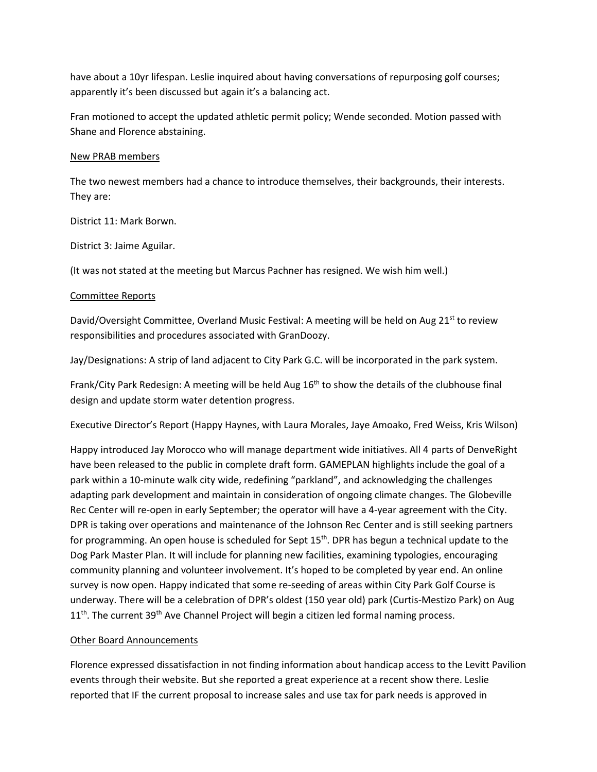have about a 10yr lifespan. Leslie inquired about having conversations of repurposing golf courses; apparently it's been discussed but again it's a balancing act.

Fran motioned to accept the updated athletic permit policy; Wende seconded. Motion passed with Shane and Florence abstaining.

New PRAB members

The two newest members had a chance to introduce themselves, their backgrounds, their interests. They are:

District 11: Mark Borwn.

District 3: Jaime Aguilar.

(It was not stated at the meeting but Marcus Pachner has resigned. We wish him well.)

Committee Reports

David/Oversight Committee, Overland Music Festival: A meeting will be held on Aug 21st to review responsibilities and procedures associated with GranDoozy.

Jay/Designations: A strip of land adjacent to City Park G.C. will be incorporated in the park system.

Frank/City Park Redesign: A meeting will be held Aug 16th to show the details of the clubhouse final design and update storm water detention progress.

Executive Director's Report (Happy Haynes, with Laura Morales, Jaye Amoako, Fred Weiss, Kris Wilson)

Happy introduced Jay Morocco who will manage department wide initiatives. All 4 parts of DenveRight have been released to the public in complete draft form. GAMEPLAN highlights include the goal of a park within a 10-minute walk city wide, redefining "parkland", and acknowledging the challenges adapting park development and maintain in consideration of ongoing climate changes. The Globeville Rec Center will re-open in early September; the operator will have a 4-year agreement with the City. DPR is taking over operations and maintenance of the Johnson Rec Center and is still seeking partners for programming. An open house is scheduled for Sept 15th. DPR has begun a technical update to the Dog Park Master Plan. It will include for planning new facilities, examining typologies, encouraging community planning and volunteer involvement. It's hoped to be completed by year end. An online survey is now open. Happy indicated that some re-seeding of areas within City Park Golf Course is underway. There will be a celebration of DPR's oldest (150 year old) park (Curtis-Mestizo Park) on Aug 11th. The current 39th Ave Channel Project will begin a citizen led formal naming process.

Other Board Announcements

Florence expressed dissatisfaction in not finding information about handicap access to the Levitt Pavilion events through their website. But she reported a great experience at a recent show there. Leslie reported that IF the current proposal to increase sales and use tax for park needs is approved in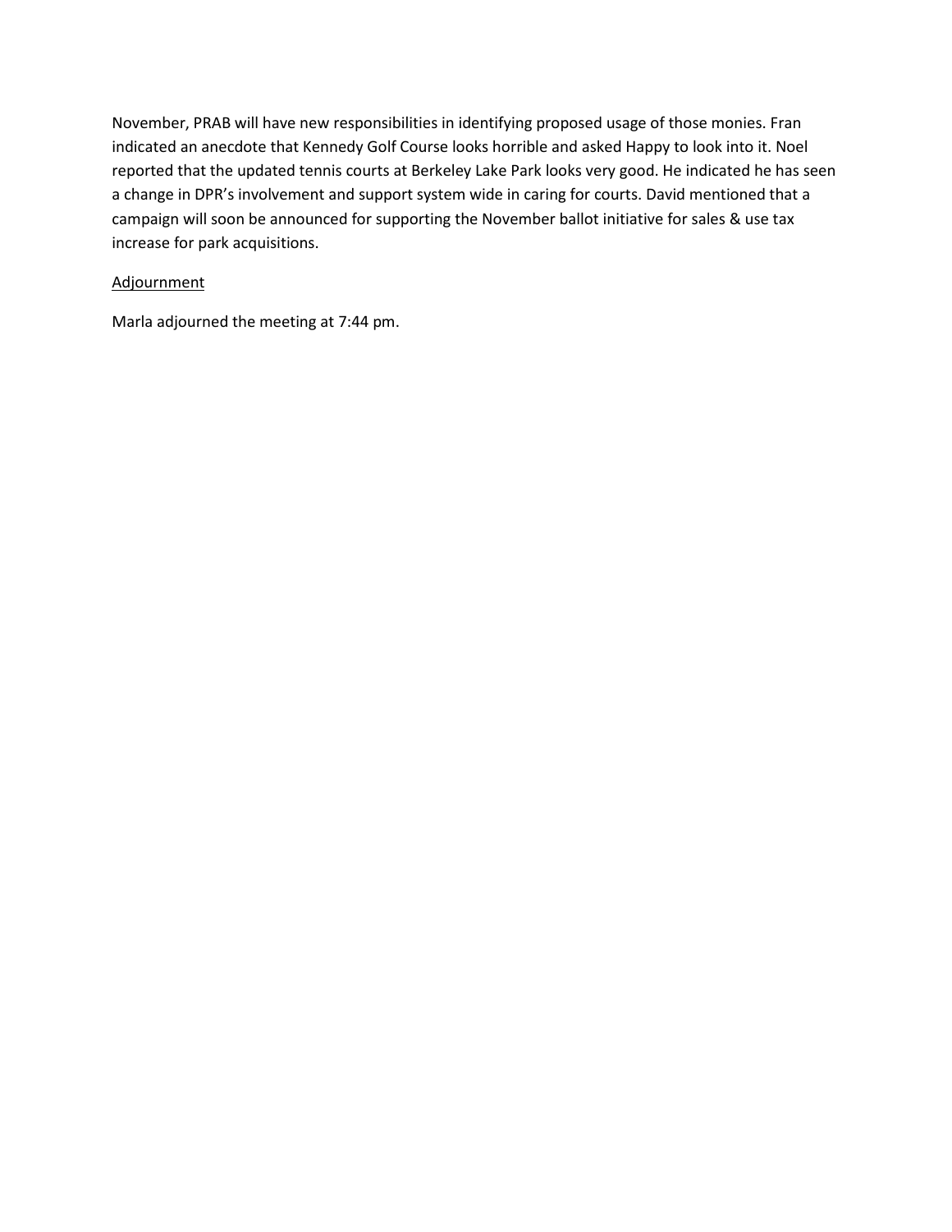November, PRAB will have new responsibilities in identifying proposed usage of those monies. Fran indicated an anecdote that Kennedy Golf Course looks horrible and asked Happy to look into it. Noel reported that the updated tennis courts at Berkeley Lake Park looks very good. He indicated he has seen a change in DPR's involvement and support system wide in caring for courts. David mentioned that a campaign will soon be announced for supporting the November ballot initiative for sales & use tax increase for park acquisitions.

<u>Adjournment</u>

Marla adjourned the meeting at 7:44 pm.